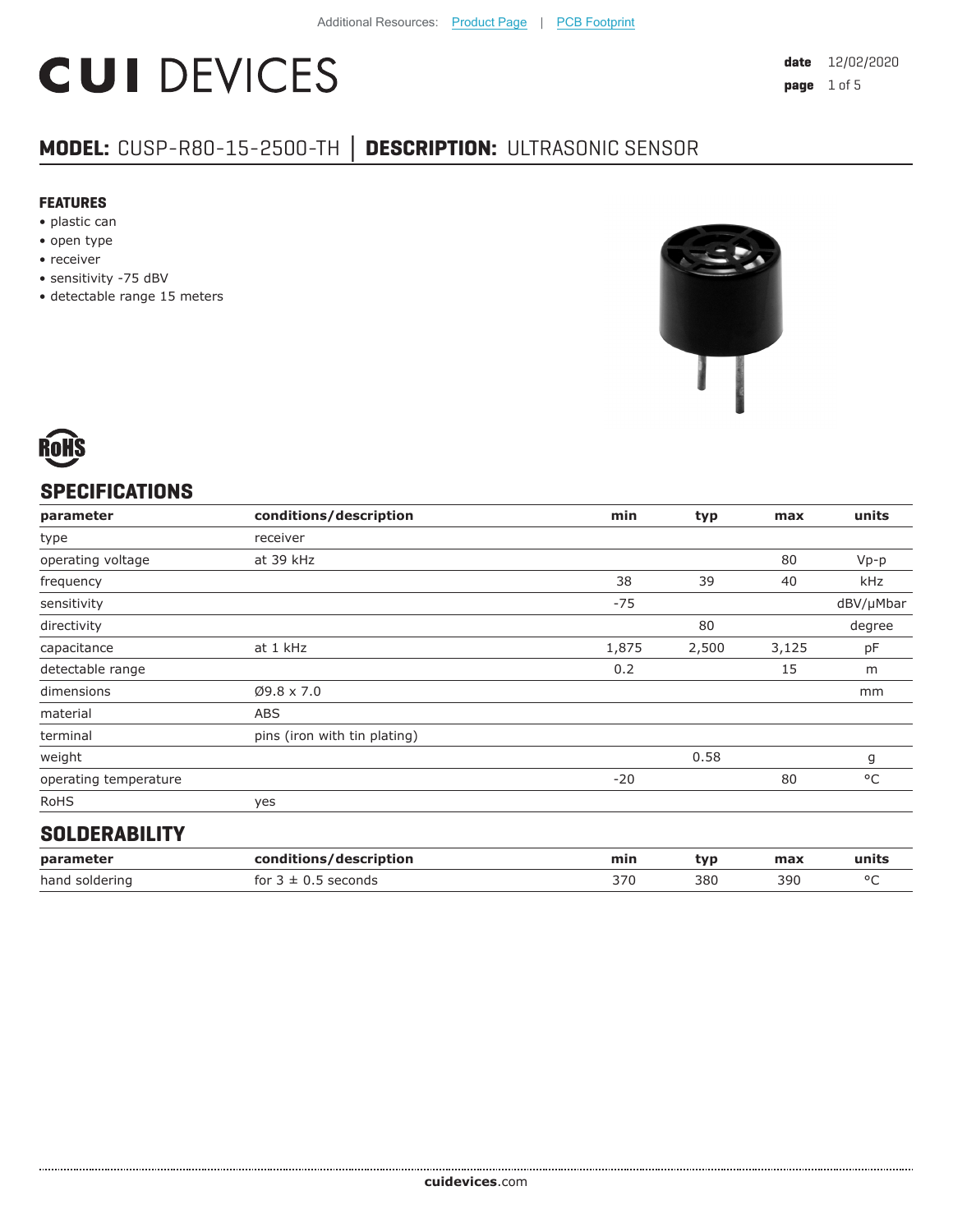Additional Resources: Product Page | PCB Footprint

# CUI DEVICES

**date** 12/02/2020

## MODEL: CUSP-R80-15-2500-TH │ DESCRIPTION: ULTRASONIC SENSOR

### FEATURES

- plastic can
- open type
- receiver
- sensitivity -75 dBV
- detectable range 15 meters

RoHS

## SPECIFICATIONS

| parameter | conditions/description | min | typ | max | units |
|---|---|---|---|---|---|
| type | receiver | | | | |
| operating voltage | at 39 kHz | | | 80 | Vp-p |
| frequency | | 38 | 39 | 40 | kHz |
| sensitivity | | -75 | | | dBV/μMbar |
| directivity | | | 80 | | degree |
| capacitance | at 1 kHz | 1,875 | 2,500 | 3,125 | pF |
| detectable range | | 0.2 | | 15 | m |
| dimensions | Ø9.8 x 7.0 | | | | mm |
| material | ABS | | | | |
| terminal | pins (iron with tin plating) | | | | |
| weight | | | 0.58 | | g |
| operating temperature | | -20 | | 80 | °C |
| RoHS | yes | | | | |

## SOLDERABILITY

| parameter | conditions/description | min | typ | max | units |
|---|---|---|---|---|---|
| hand soldering | for 3 ± 0.5 seconds | 370 | 380 | 390 | °C |

**cuidevices**.com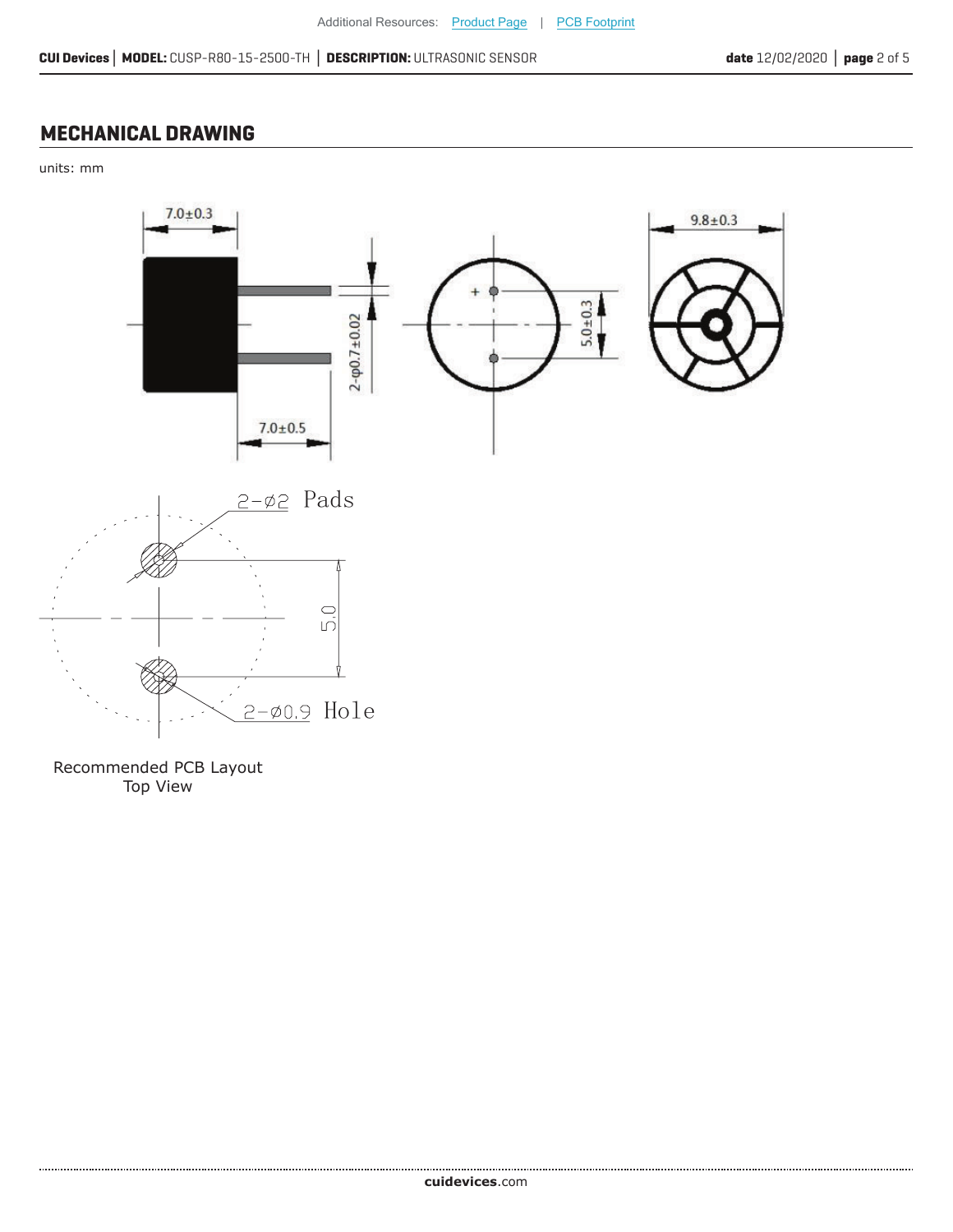Additional Resources: Product Page | PCB Footprint

## MECHANICAL DRAWING

units: mm

7.0±0.3

9.8±0.3

2-φ0.7±0.02

5.0±0.3

7.0±0.5

2-Ø2 Pads

5.0

2-Ø0.9 Hole

Recommended PCB Layout
Top View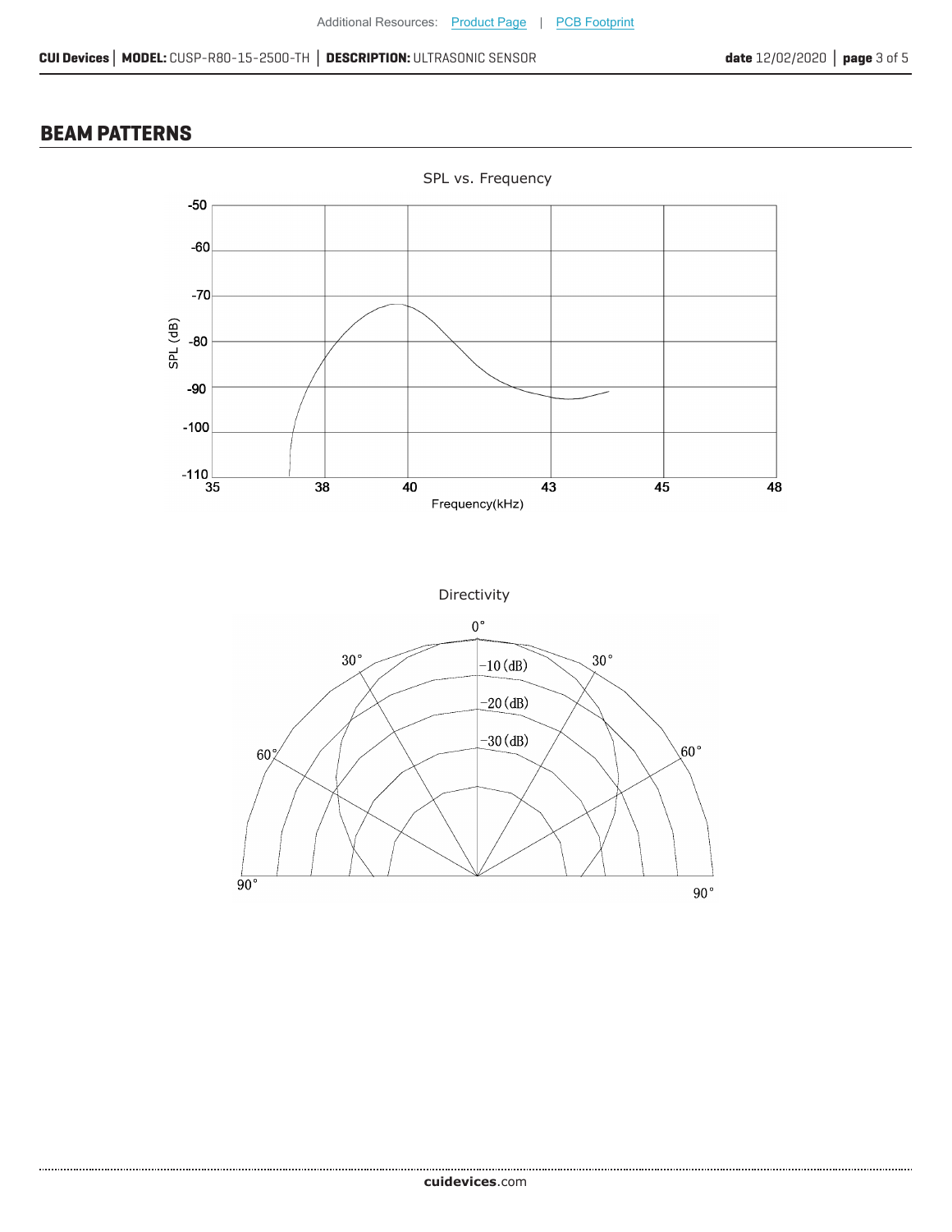## BEAM PATTERNS

SPL vs. Frequency

Directivity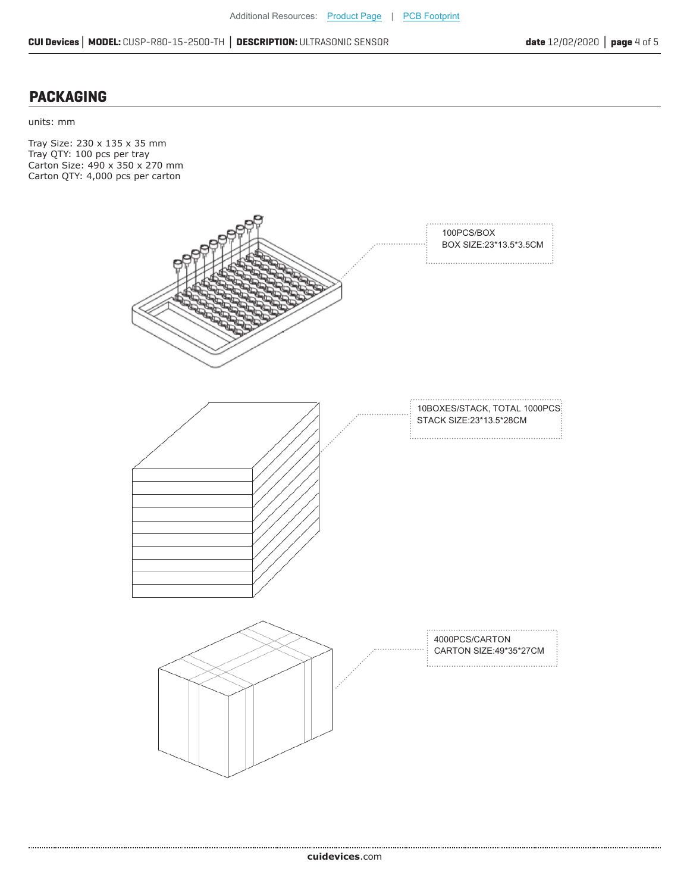## PACKAGING

units: mm

Tray Size: 230 x 135 x 35 mm
Tray QTY: 100 pcs per tray
Carton Size: 490 x 350 x 270 mm
Carton QTY: 4,000 pcs per carton

100PCS/BOX
BOX SIZE:23*13.5*3.5CM

10BOXES/STACK, TOTAL 1000PCS
STACK SIZE:23*13.5*28CM

4000PCS/CARTON
CARTON SIZE:49*35*27CM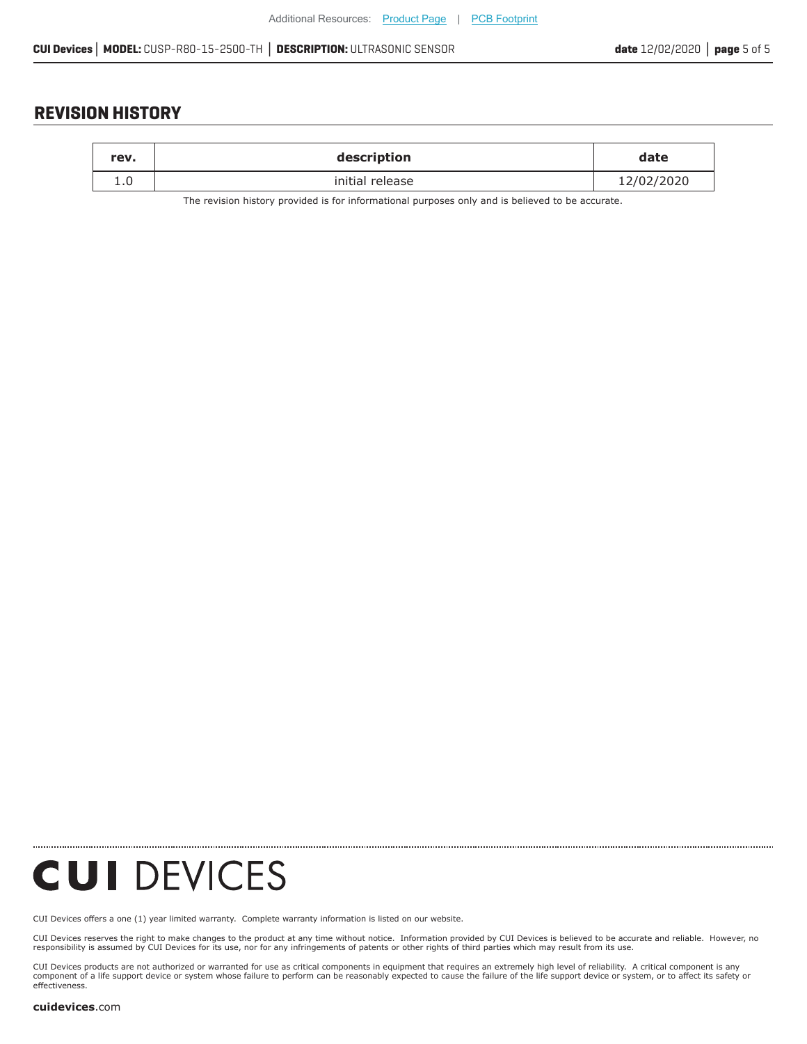## REVISION HISTORY

| rev. | description | date |
| --- | --- | --- |
| 1.0 | initial release | 12/02/2020 |

The revision history provided is for informational purposes only and is believed to be accurate.

**CUI DEVICES**

CUI Devices offers a one (1) year limited warranty. Complete warranty information is listed on our website.

CUI Devices reserves the right to make changes to the product at any time without notice. Information provided by CUI Devices is believed to be accurate and reliable. However, no responsibility is assumed by CUI Devices for its use, nor for any infringements of patents or other rights of third parties which may result from its use.

CUI Devices products are not authorized or warranted for use as critical components in equipment that requires an extremely high level of reliability. A critical component is any component of a life support device or system whose failure to perform can be reasonably expected to cause the failure of the life support device or system, or to affect its safety or effectiveness.

**cuidevices**.com